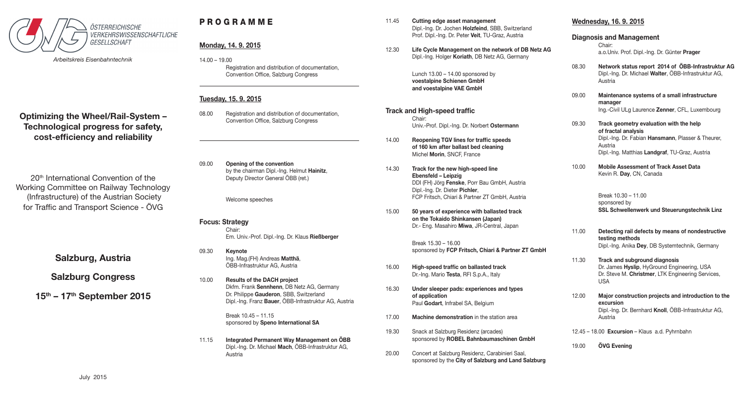ÖSTERREICHISCHE VERKEHRSWISSENSCHAFTLICHE GESELLSCHAFT

*Arbeitskreis Eisenbahntechnik*

# Optimizing the Wheel/Rail-System – Technological progress for safety, cost-efficiency and reliability

20th International Convention of the Working Committee on Railway Technology (Infrastructure) of the Austrian Society for Traffic and Transport Science - ÖVG

**Salzburg, Austria**

**Salzburg Congress**

**15th – 17th September 2015**

July 2015

# PROGRAMME

## Monday, 14. 9. 2015

14.00 – 19.00
Registration and distribution of documentation, Convention Office, Salzburg Congress

## Tuesday, 15. 9. 2015

08.00 Registration and distribution of documentation, Convention Office, Salzburg Congress

09.00 **Opening of the convention** by the chairman Dipl.-Ing. Helmut **Hainitz**, Deputy Director General ÖBB (ret.)

Welcome speeches

### Focus: Strategy

Chair:
Em. Univ.-Prof. Dipl.-Ing. Dr. Klaus **Rießberger**

09.30 **Keynote**
Ing. Mag.(FH) Andreas **Matthä**, ÖBB-Infrastruktur AG, Austria

10.00 **Results of the DACH project**
Dkfm. Frank **Sennhenn**, DB Netz AG, Germany
Dr. Philippe **Gauderon**, SBB, Switzerland
Dipl.-Ing. Franz **Bauer**, ÖBB-Infrastruktur AG, Austria

Break 10.45 – 11.15
sponsored by **Speno International SA**

11.15 **Integrated Permanent Way Management on ÖBB**
Dipl.-Ing. Dr. Michael **Mach**, ÖBB-Infrastruktur AG, Austria

11.45 **Cutting edge asset management**
Dipl.-Ing. Dr. Jochen **Holzfeind**, SBB, Switzerland
Prof. Dipl.-Ing. Dr. Peter **Veit**, TU-Graz, Austria

12.30 **Life Cycle Management on the network of DB Netz AG**
Dipl.-Ing. Holger **Koriath**, DB Netz AG, Germany

Lunch 13.00 – 14.00 sponsored by **voestalpine Schienen GmbH and voestalpine VAE GmbH**

### Track and High-speed traffic

Chair:
Univ.-Prof. Dipl.-Ing. Dr. Norbert **Ostermann**

14.00 **Reopening TGV lines for traffic speeds of 160 km after ballast bed cleaning**
Michel **Morin**, SNCF, France

14.30 **Track for the new high-speed line Ebensfeld – Leipzig**
DDI (FH) Jörg **Fenske**, Porr Bau GmbH, Austria
Dipl.-Ing. Dr. Dieter **Pichler**, FCP Fritsch, Chiari & Partner ZT GmbH, Austria

15.00 **50 years of experience with ballasted track on the Tokaido Shinkansen (Japan)**
Dr.- Eng. Masahiro **Miwa**, JR-Central, Japan

Break 15.30 – 16.00
sponsored by **FCP Fritsch, Chiari & Partner ZT GmbH**

16.00 **High-speed traffic on ballasted track**
Dr.-Ing. Mario **Testa**, RFI S.p.A., Italy

16.30 **Under sleeper pads: experiences and types of application**
Paul **Godart**, Infrabel SA, Belgium

17.00 **Machine demonstration** in the station area

19.30 Snack at Salzburg Residenz (arcades) sponsored by **ROBEL Bahnbaumaschinen GmbH**

20.00 Concert at Salzburg Residenz, Carabinieri Saal, sponsored by the **City of Salzburg and Land Salzburg**

## Wednesday, 16. 9. 2015

### Diagnosis and Management

Chair:
a.o.Univ. Prof. Dipl.-Ing. Dr. Günter **Prager**

08.30 **Network status report 2014 of ÖBB-Infrastruktur AG**
Dipl.-Ing. Dr. Michael **Walter**, ÖBB-Infrastruktur AG, Austria

09.00 **Maintenance systems of a small infrastructure manager**
Ing.-Civil ULg Laurence **Zenner**, CFL, Luxembourg

09.30 **Track geometry evaluation with the help of fractal analysis**
Dipl.-Ing. Dr. Fabian **Hansmann**, Plasser & Theurer, Austria
Dipl.-Ing. Matthias **Landgraf**, TU-Graz, Austria

10.00 **Mobile Assessment of Track Asset Data**
Kevin R. **Day**, CN, Canada

Break 10.30 – 11.00
sponsored by
**SSL Schwellenwerk und Steuerungstechnik Linz**

11.00 **Detecting rail defects by means of nondestructive testing methods**
Dipl.-Ing. Anika **Dey**, DB Systemtechnik, Germany

11.30 **Track and subground diagnosis**
Dr. James **Hyslip**, HyGround Engineering, USA
Dr. Steve M. **Christmer**, LTK Engineering Services, USA

12.00 **Major construction projects and introduction to the excursion**
Dipl.-Ing. Dr. Bernhard **Knoll**, ÖBB-Infrastruktur AG, Austria

12.45 – 18.00 **Excursion** – Klaus a.d. Pyhrnbahn

19.00 **ÖVG Evening**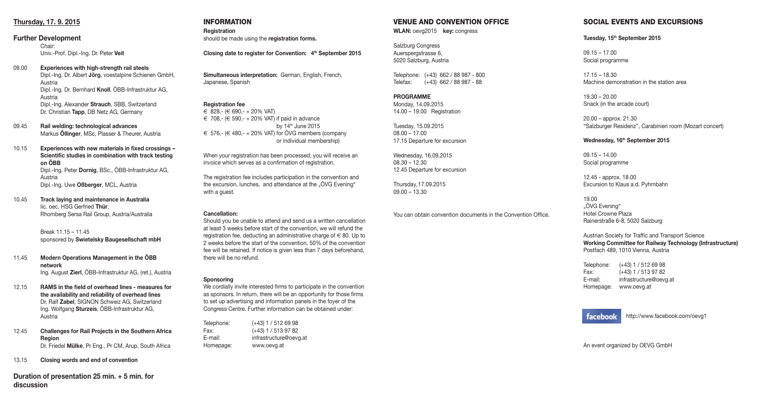## Thursday, 17. 9. 2015

### Further Development

Chair:
Univ.-Prof. Dipl.-Ing. Dr. Peter **Veit**

09.00 **Experiences with high-strength rail steels**
Dipl.-Ing. Dr. Albert **Jörg**, voestalpine Schienen GmbH, Austria
Dipl.-Ing. Dr. Bernhard **Knoll**, ÖBB-Infrastruktur AG, Austria
Dipl.-Ing. Alexander **Strauch**, SBB, Switzerland
Dr. Christian **Tapp**, DB Netz AG, Germany

09.45 **Rail welding: technological advances**
Markus **Öllinger**, MSc, Plasser & Theurer, Austria

10.15 **Experiences with new materials in fixed crossings – Scientific studies in combination with track testing on ÖBB**
Dipl.-Ing. Peter **Dornig**, BSc., ÖBB-Infrastruktur AG, Austria
Dipl.-Ing. Uwe **Oßberger**, MCL, Austria

10.45 **Track laying and maintenance in Australia**
lic. oec. HSG Gerfried **Thür**,
Rhomberg Sersa Rail Group, Austria/Australia

Break 11.15 – 11.45
sponsored by **Swietelsky Baugesellschaft mbH**

11.45 **Modern Operations Management in the ÖBB network**
Ing. August **Zierl**, ÖBB-Infrastruktur AG, (ret.), Austria

12.15 **RAMS in the field of overhead lines - measures for the availability and reliability of overhead lines**
Dr. Ralf **Zabel**, SIGNON Schweiz AG, Switzerland
Ing. Wolfgang **Sturzeis**, ÖBB-Infrastruktur AG, Austria

12.45 **Challenges for Rail Projects in the Southern Africa Region**
Dr. Friedel **Mülke**, Pr Eng., Pr CM, Arup, South Africa

13.15 **Closing words and end of convention**

**Duration of presentation 25 min. + 5 min. for discussion**

## INFORMATION

**Registration**
should be made using the **registration forms.**

**Closing date to register for Convention: 4th September 2015**

**Simultaneous interpretation:** German, English, French, Japanese, Spanish

**Registration fee**
€ 828,- (€ 690,- + 20% VAT)
€ 708,- (€ 590,- + 20% VAT) if paid in advance by 14th June 2015
€ 576,- (€ 480,- + 20% VAT) for ÖVG members (company or individual membership)

When your registration has been processed, you will receive an invoice which serves as a confirmation of registration.

The registration fee includes participation in the convention and the excursion, lunches, and attendance at the „ÖVG Evening" with a guest.

**Cancellation:**
Should you be unable to attend and send us a written cancellation at least 3 weeks before start of the convention, we will refund the registration fee, deducting an administrative charge of € 80. Up to 2 weeks before the start of the convention, 50% of the convention fee will be retained. If notice is given less than 7 days beforehand, there will be no refund.

**Sponsoring**
We cordially invite interested firms to participate in the convention as sponsors. In return, there will be an opportunity for those firms to set up advertising and information panels in the foyer of the Congress Centre. Further information can be obtained under:

Telephone: (+43) 1 / 512 69 98
Fax: (+43) 1 / 513 97 82
E-mail: infrastructure@oevg.at
Homepage: www.oevg.at

## VENUE AND CONVENTION OFFICE

**WLAN:** oevg2015 **key:** congress

Salzburg Congress
Auerspergstrasse 6,
5020 Salzburg, Austria

Telephone: (+43) 662 / 88 987 - 800
Telefax: (+43) 662 / 88 987 - 88

**PROGRAMME**
Monday, 14.09.2015
14.00 – 19.00 Registration

Tuesday, 15.09.2015
08.00 – 17.00
17.15 Departure for excursion

Wednesday, 16.09.2015
08.30 – 12.30
12.45 Departure for excursion

Thursday, 17.09.2015
09.00 – 13.30

You can obtain convention documents in the Convention Office.

## SOCIAL EVENTS AND EXCURSIONS

**Tuesday, 15th September 2015**

09.15 – 17.00
Social programme

17.15 – 18.30
Machine demonstration in the station area

19.30 – 20.00
Snack (in the arcade court)

20.00 – approx. 21.30
"Salzburger Residenz", Carabinieri room (Mozart concert)

**Wednesday, 16th September 2015**

09.15 – 14.00
Social programme

12.45 - approx. 18.00
Excursion to Klaus a.d. Pyhrnbahn

19.00
„ÖVG Evening"
Hotel Crowne Plaza
Rainerstraße 6-8, 5020 Salzburg

Austrian Society for Traffic and Transport Science
**Working Committee for Railway Technology (Infrastructure)**
Postfach 489, 1010 Vienna, Austria

Telephone: (+43) 1 / 512 69 98
Fax: (+43) 1 / 513 97 82
E-mail: infrastructure@oevg.at
Homepage: www.oevg.at

facebook http://www.facebook.com/oevg1

An event organized by OEVG GmbH